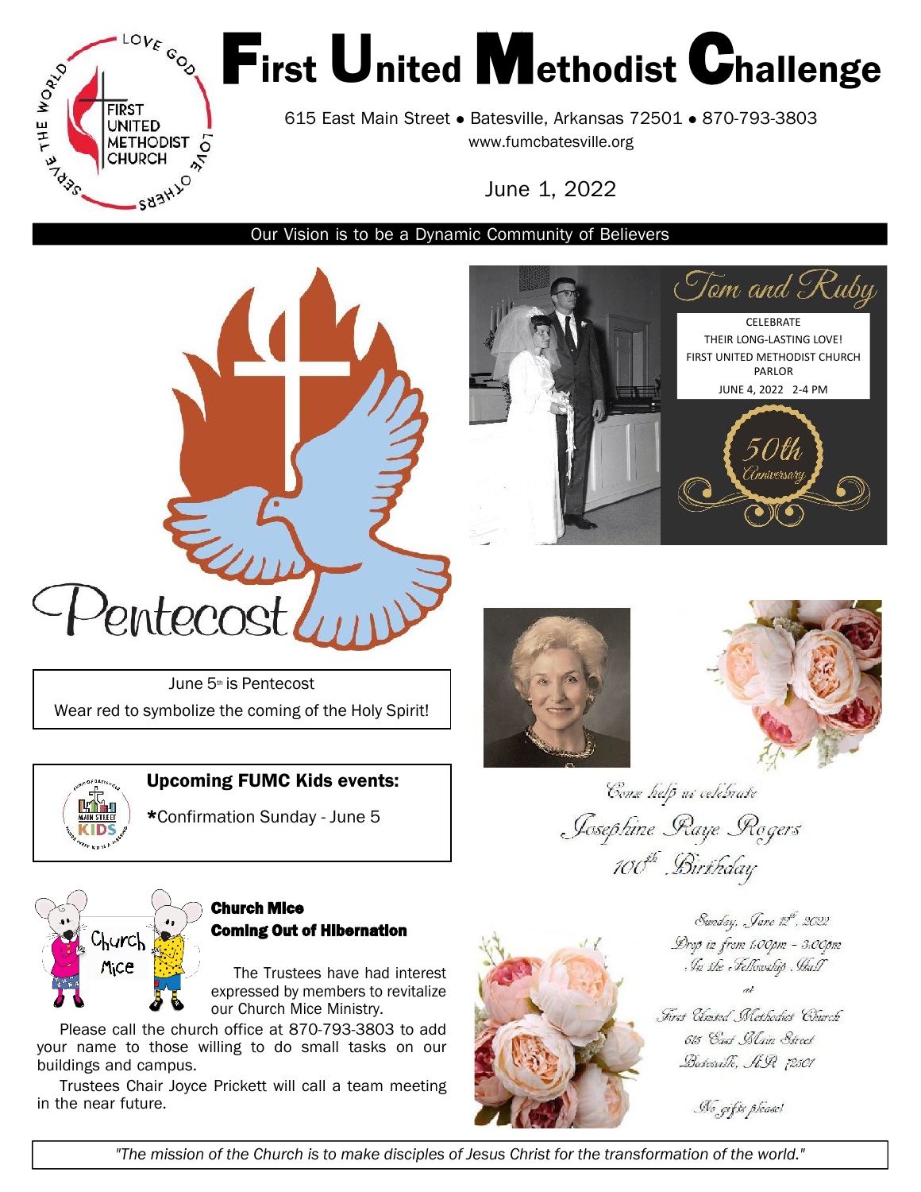# First United Methodist Challenge

615 East Main Street • Batesville, Arkansas 72501 • 870-793-3803
www.fumcbatesville.org

June 1, 2022

Our Vision is to be a Dynamic Community of Believers

Pentecost

June 5th is Pentecost
Wear red to symbolize the coming of the Holy Spirit!

Tom and Ruby

CELEBRATE
THEIR LONG-LASTING LOVE!
FIRST UNITED METHODIST CHURCH
PARLOR
JUNE 4, 2022 2-4 PM

50th Anniversary

## Upcoming FUMC Kids events:

*Confirmation Sunday - June 5

## Church Mice Coming Out of Hibernation

The Trustees have had interest expressed by members to revitalize our Church Mice Ministry.

Please call the church office at 870-793-3803 to add your name to those willing to do small tasks on our buildings and campus.

Trustees Chair Joyce Prickett will call a team meeting in the near future.

*Come help us celebrate*

*Josephine Raye Rogers*
*100th Birthday*

*Sunday, June 12th, 2022*
*Drop in from 1:00pm - 3:00pm*
*In the Fellowship Hall*

*at*

*First United Methodist Church*
*615 East Main Street*
*Batesville, AR 72501*

*No gifts please!*

*"The mission of the Church is to make disciples of Jesus Christ for the transformation of the world."*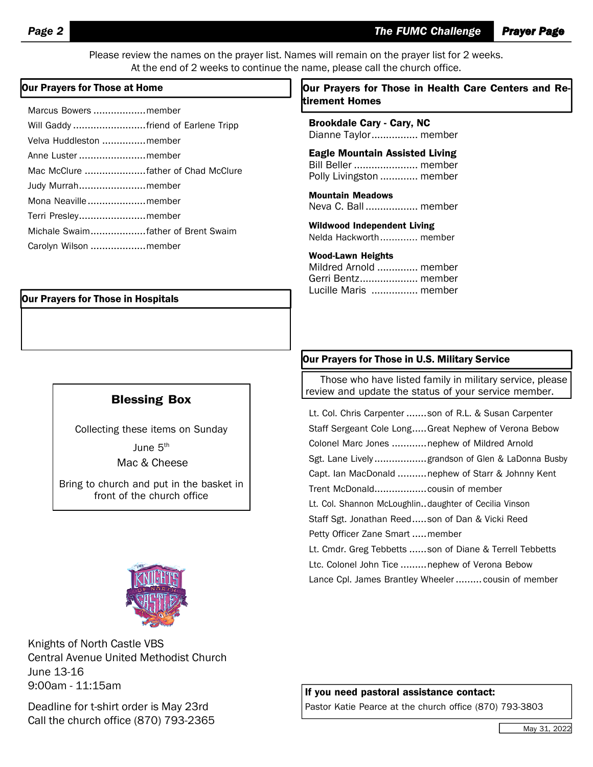Please review the names on the prayer list. Names will remain on the prayer list for 2 weeks. At the end of 2 weeks to continue the name, please call the church office.

## Our Prayers for Those at Home

Marcus Bowers .................. member
Will Gaddy ......................... friend of Earlene Tripp
Velva Huddleston ............... member
Anne Luster ....................... member
Mac McClure ..................... father of Chad McClure
Judy Murrah....................... member
Mona Neaville.................... member
Terri Presley....................... member
Michale Swaim................... father of Brent Swaim
Carolyn Wilson .................. member

## Our Prayers for Those in Hospitals

## Blessing Box

Collecting these items on Sunday

June 5th

Mac & Cheese

Bring to church and put in the basket in front of the church office

Knights of North Castle VBS
Central Avenue United Methodist Church
June 13-16
9:00am - 11:15am

Deadline for t-shirt order is May 23rd
Call the church office (870) 793-2365

## Our Prayers for Those in Health Care Centers and Retirement Homes

**Brookdale Cary - Cary, NC**
Dianne Taylor................ member

**Eagle Mountain Assisted Living**
Bill Beller ...................... member
Polly Livingston ............. member

**Mountain Meadows**
Neva C. Ball .................. member

**Wildwood Independent Living**
Nelda Hackworth............. member

**Wood-Lawn Heights**
Mildred Arnold .............. member
Gerri Bentz.................... member
Lucille Maris ................ member

## Our Prayers for Those in U.S. Military Service

Those who have listed family in military service, please review and update the status of your service member.

Lt. Col. Chris Carpenter ....... son of R.L. & Susan Carpenter
Staff Sergeant Cole Long..... Great Nephew of Verona Bebow
Colonel Marc Jones ............ nephew of Mildred Arnold
Sgt. Lane Lively .................. grandson of Glen & LaDonna Busby
Capt. Ian MacDonald .......... nephew of Starr & Johnny Kent
Trent McDonald.................. cousin of member
Lt. Col. Shannon McLoughlin.. daughter of Cecilia Vinson
Staff Sgt. Jonathan Reed..... son of Dan & Vicki Reed
Petty Officer Zane Smart ..... member
Lt. Cmdr. Greg Tebbetts ...... son of Diane & Terrell Tebbetts
Ltc. Colonel John Tice ......... nephew of Verona Bebow
Lance Cpl. James Brantley Wheeler ......... cousin of member

**If you need pastoral assistance contact:**
Pastor Katie Pearce at the church office (870) 793-3803

May 31, 2022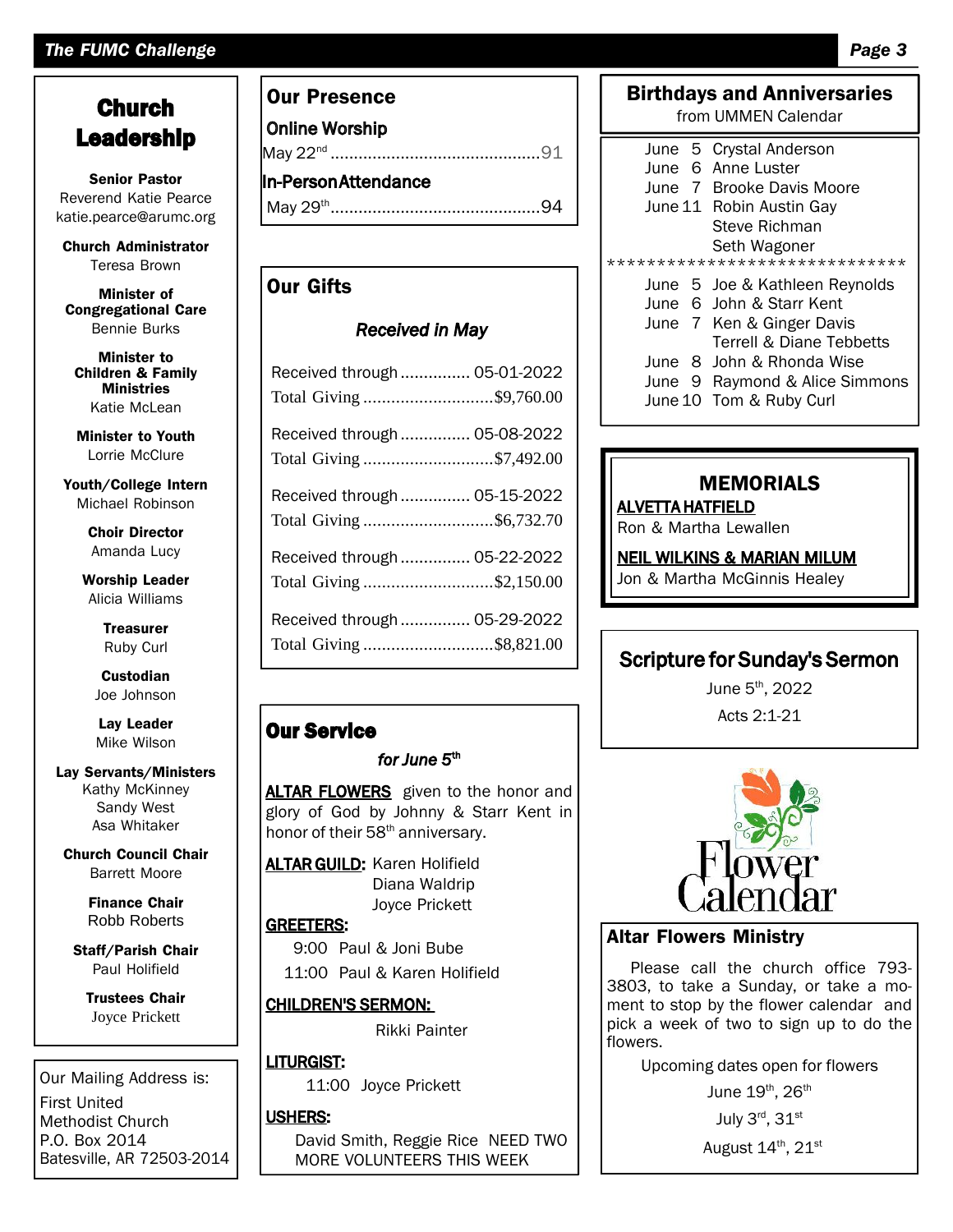## Church Leadership

**Senior Pastor**
Reverend Katie Pearce
katie.pearce@arumc.org

**Church Administrator**
Teresa Brown

**Minister of Congregational Care**
Bennie Burks

**Minister to Children & Family Ministries**
Katie McLean

**Minister to Youth**
Lorrie McClure

**Youth/College Intern**
Michael Robinson

**Choir Director**
Amanda Lucy

**Worship Leader**
Alicia Williams

**Treasurer**
Ruby Curl

**Custodian**
Joe Johnson

**Lay Leader**
Mike Wilson

**Lay Servants/Ministers**
Kathy McKinney
Sandy West
Asa Whitaker

**Church Council Chair**
Barrett Moore

**Finance Chair**
Robb Roberts

**Staff/Parish Chair**
Paul Holifield

**Trustees Chair**
Joyce Prickett

Our Mailing Address is:

First United Methodist Church
P.O. Box 2014
Batesville, AR 72503-2014

## Our Presence

**Online Worship**

May 22nd .............................................91

**In-Person Attendance**

May 29th.............................................94

## Our Gifts

*Received in May*

Received through ............... 05-01-2022
Total Giving ............................$9,760.00

Received through ............... 05-08-2022
Total Giving ............................$7,492.00

Received through ............... 05-15-2022
Total Giving ............................$6,732.70

Received through ............... 05-22-2022
Total Giving ............................$2,150.00

Received through ............... 05-29-2022
Total Giving ............................$8,821.00

## Our Service

*for June 5th*

**ALTAR FLOWERS** given to the honor and glory of God by Johnny & Starr Kent in honor of their 58th anniversary.

**ALTAR GUILD:** Karen Holifield
Diana Waldrip
Joyce Prickett

**GREETERS:**

9:00 Paul & Joni Bube
11:00 Paul & Karen Holifield

**CHILDREN'S SERMON:**

Rikki Painter

**LITURGIST:**

11:00 Joyce Prickett

**USHERS:**

David Smith, Reggie Rice NEED TWO MORE VOLUNTEERS THIS WEEK

## Birthdays and Anniversaries
from UMMEN Calendar

June 5 Crystal Anderson
June 6 Anne Luster
June 7 Brooke Davis Moore
June 11 Robin Austin Gay
Steve Richman
Seth Wagoner

******************************

June 5 Joe & Kathleen Reynolds
June 6 John & Starr Kent
June 7 Ken & Ginger Davis
Terrell & Diane Tebbetts
June 8 John & Rhonda Wise
June 9 Raymond & Alice Simmons
June 10 Tom & Ruby Curl

## MEMORIALS

**ALVETTA HATFIELD**
Ron & Martha Lewallen

**NEIL WILKINS & MARIAN MILUM**
Jon & Martha McGinnis Healey

## Scripture for Sunday's Sermon

June 5th, 2022

Acts 2:1-21

Flower Calendar

## Altar Flowers Ministry

Please call the church office 793-3803, to take a Sunday, or take a moment to stop by the flower calendar and pick a week of two to sign up to do the flowers.

Upcoming dates open for flowers

June 19th, 26th

July 3rd, 31st

August 14th, 21st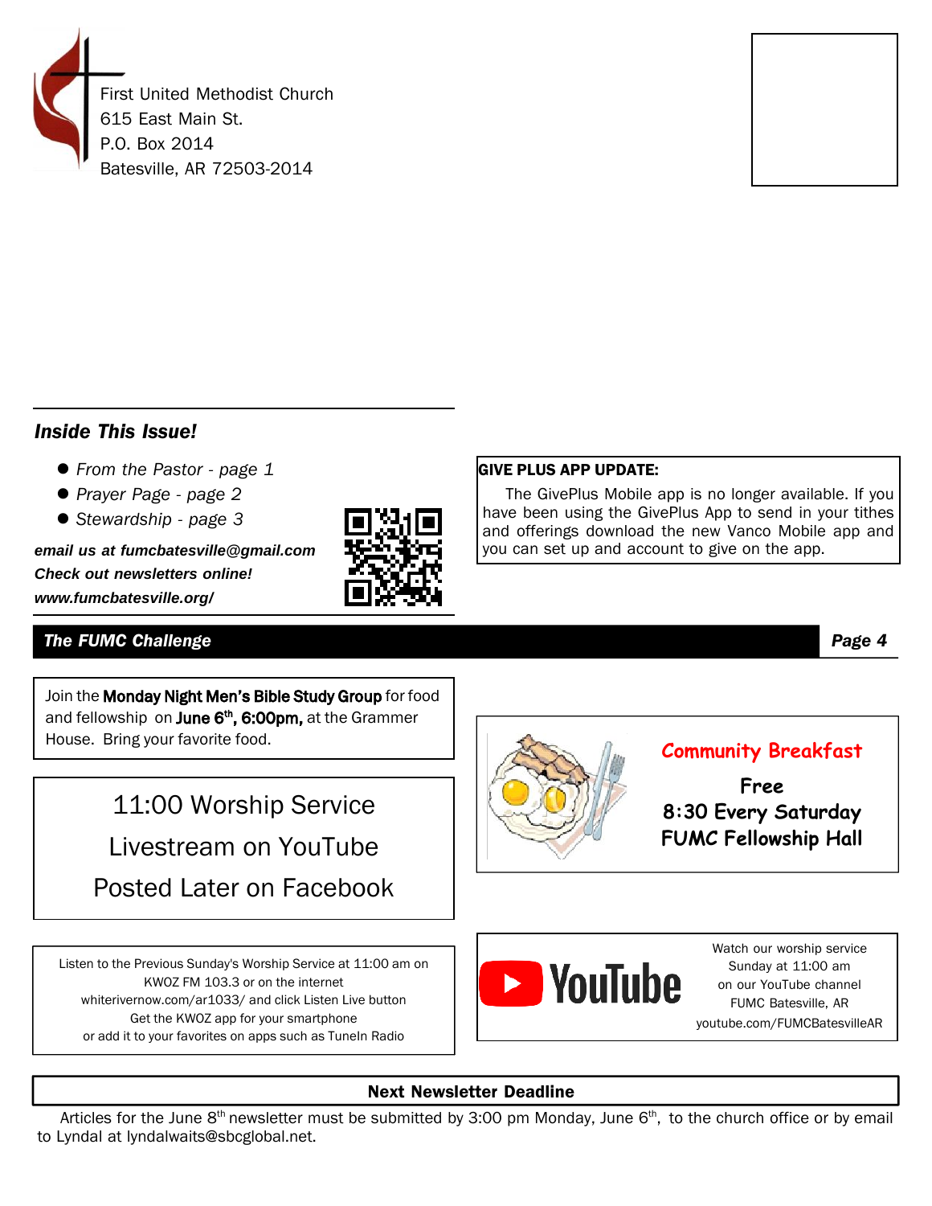First United Methodist Church
615 East Main St.
P.O. Box 2014
Batesville, AR 72503-2014

## *Inside This Issue!*

- *From the Pastor - page 1*
- *Prayer Page - page 2*
- *Stewardship - page 3*

***email us at fumcbatesville@gmail.com***
***Check out newsletters online!***
***www.fumcbatesville.org/***

**GIVE PLUS APP UPDATE:**

The GivePlus Mobile app is no longer available. If you have been using the GivePlus App to send in your tithes and offerings download the new Vanco Mobile app and you can set up and account to give on the app.

## *The FUMC Challenge*

Join the **Monday Night Men's Bible Study Group** for food and fellowship on **June 6th, 6:00pm,** at the Grammer House. Bring your favorite food.

**Community Breakfast**
**Free**
**8:30 Every Saturday**
**FUMC Fellowship Hall**

11:00 Worship Service
Livestream on YouTube
Posted Later on Facebook

Listen to the Previous Sunday's Worship Service at 11:00 am on KWOZ FM 103.3 or on the internet whiterivernow.com/ar1033/ and click Listen Live button
Get the KWOZ app for your smartphone
or add it to your favorites on apps such as TuneIn Radio

YouTube

Watch our worship service
Sunday at 11:00 am
on our YouTube channel
FUMC Batesville, AR
youtube.com/FUMCBatesvilleAR

**Next Newsletter Deadline**

Articles for the June 8th newsletter must be submitted by 3:00 pm Monday, June 6th, to the church office or by email to Lyndal at lyndalwaits@sbcglobal.net.